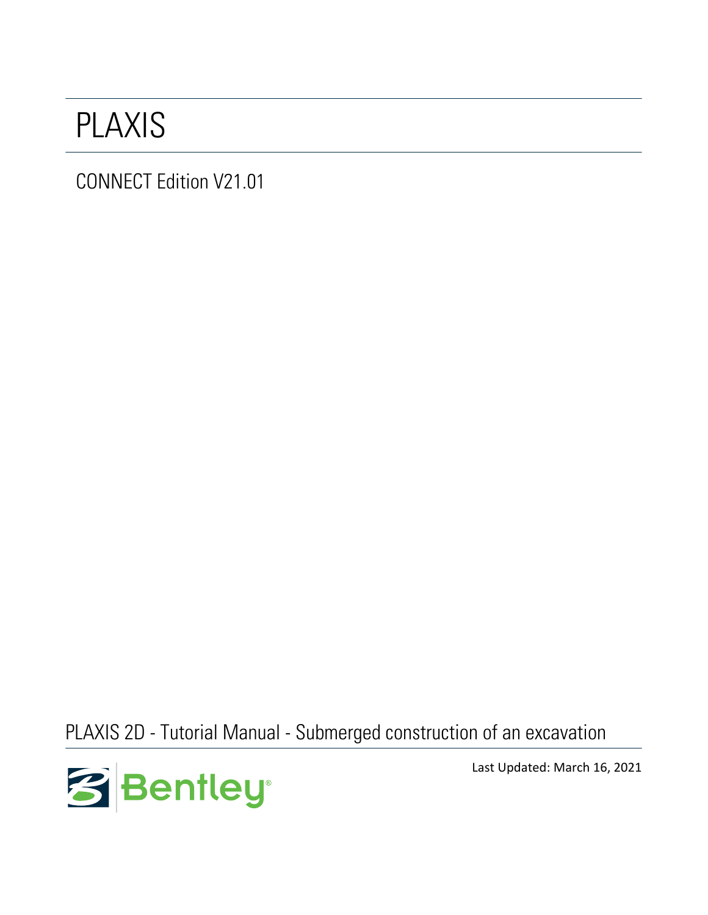# PLAXIS

CONNECT Edition V21.01

PLAXIS 2D - Tutorial Manual - Submerged construction of an excavation

Bentley

Last Updated: March 16, 2021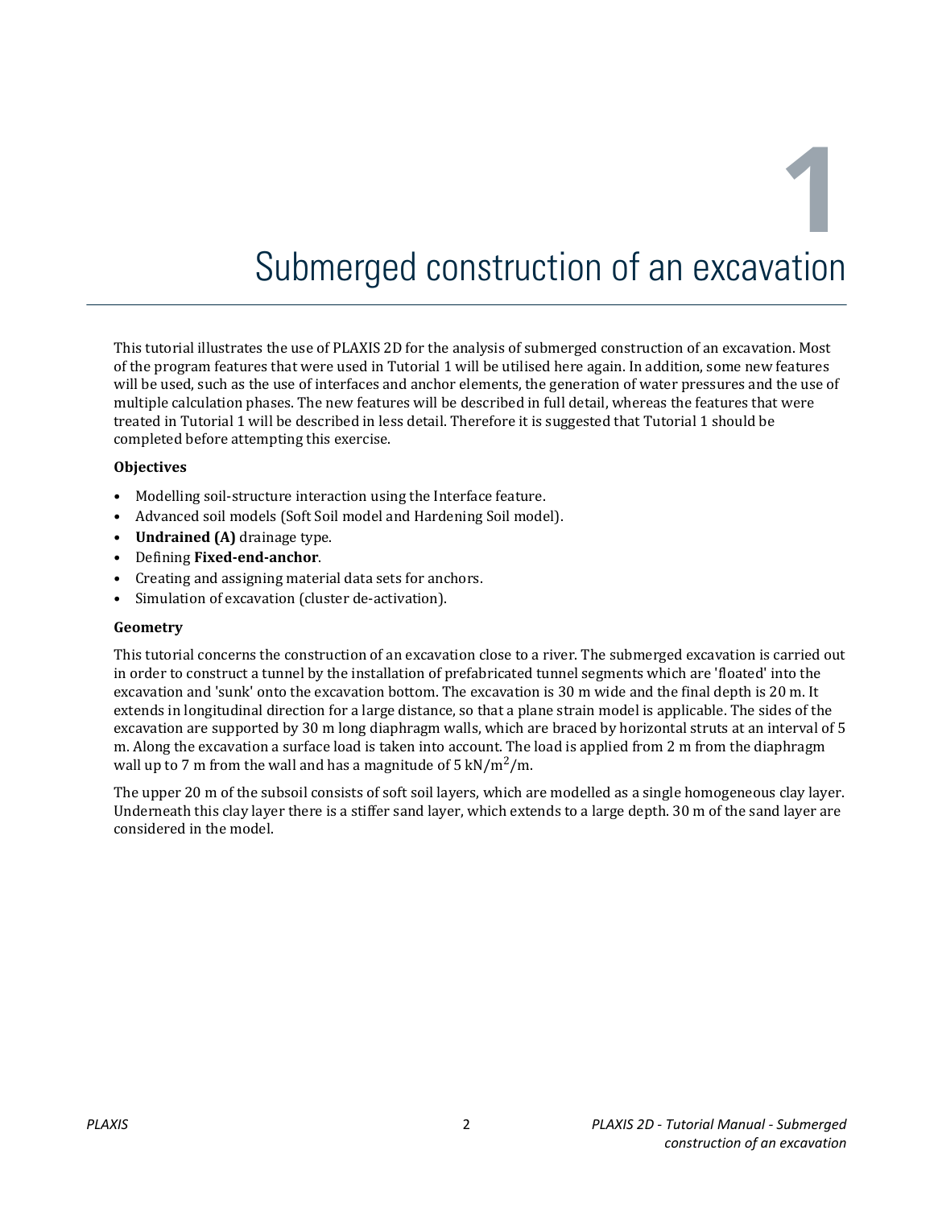# 1 Submerged construction of an excavation

This tutorial illustrates the use of PLAXIS 2D for the analysis of submerged construction of an excavation. Most of the program features that were used in Tutorial 1 will be utilised here again. In addition, some new features will be used, such as the use of interfaces and anchor elements, the generation of water pressures and the use of multiple calculation phases. The new features will be described in full detail, whereas the features that were treated in Tutorial 1 will be described in less detail. Therefore it is suggested that Tutorial 1 should be completed before attempting this exercise.

**Objectives**

- Modelling soil-structure interaction using the Interface feature.
- Advanced soil models (Soft Soil model and Hardening Soil model).
- **Undrained (A)** drainage type.
- Defining **Fixed-end-anchor**.
- Creating and assigning material data sets for anchors.
- Simulation of excavation (cluster de-activation).

**Geometry**

This tutorial concerns the construction of an excavation close to a river. The submerged excavation is carried out in order to construct a tunnel by the installation of prefabricated tunnel segments which are 'floated' into the excavation and 'sunk' onto the excavation bottom. The excavation is 30 m wide and the final depth is 20 m. It extends in longitudinal direction for a large distance, so that a plane strain model is applicable. The sides of the excavation are supported by 30 m long diaphragm walls, which are braced by horizontal struts at an interval of 5 m. Along the excavation a surface load is taken into account. The load is applied from 2 m from the diaphragm wall up to 7 m from the wall and has a magnitude of 5 $kN/m^2/m$.

The upper 20 m of the subsoil consists of soft soil layers, which are modelled as a single homogeneous clay layer. Underneath this clay layer there is a stiffer sand layer, which extends to a large depth. 30 m of the sand layer are considered in the model.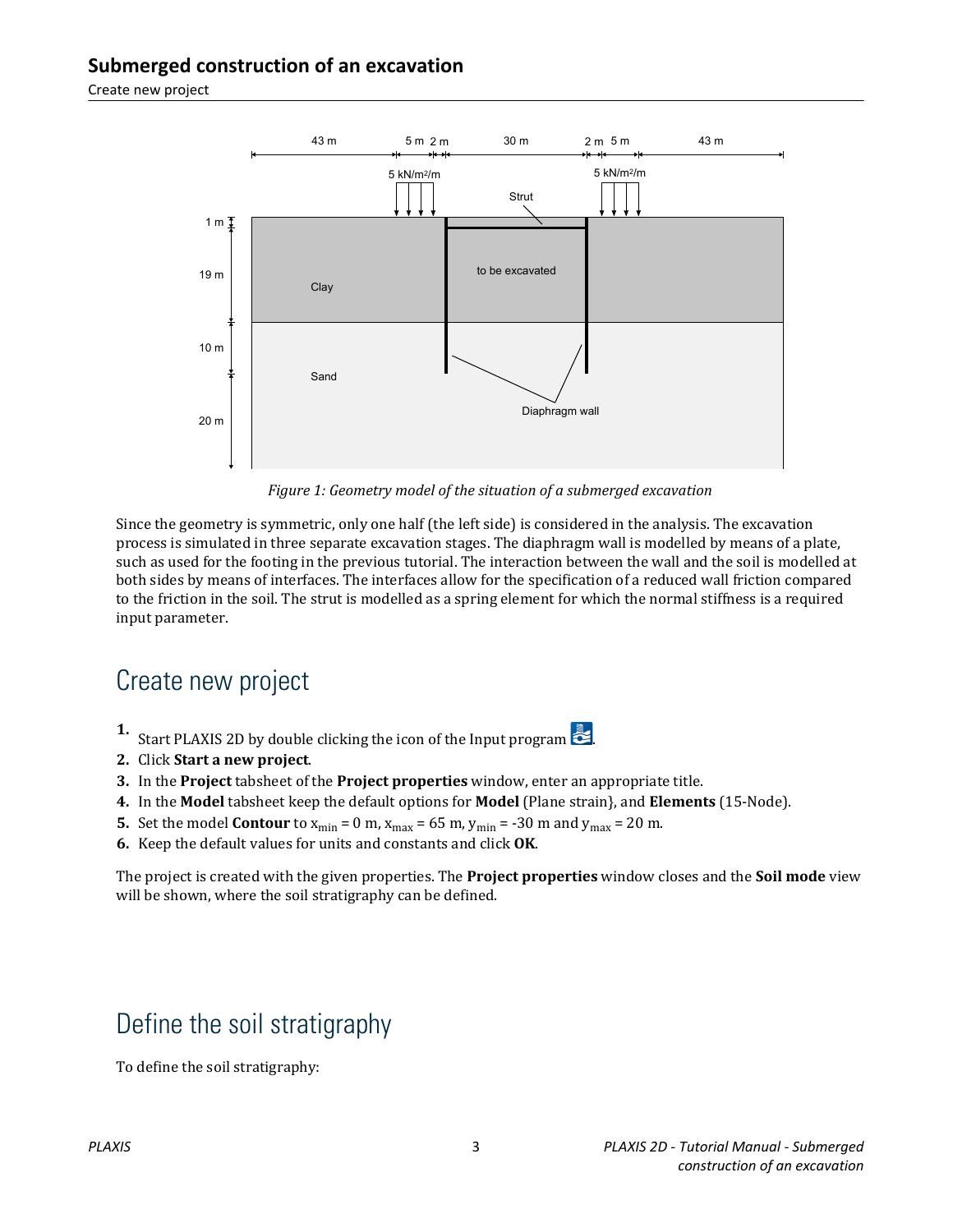43 m

5 m 2 m

30 m

2 m 5 m

43 m

5 kN/m²/m

5 kN/m²/m

Strut

1 m

19 m

10 m

20 m

Clay

to be excavated

Sand

Diaphragm wall

*Figure 1: Geometry model of the situation of a submerged excavation*

Since the geometry is symmetric, only one half (the left side) is considered in the analysis. The excavation process is simulated in three separate excavation stages. The diaphragm wall is modelled by means of a plate, such as used for the footing in the previous tutorial. The interaction between the wall and the soil is modelled at both sides by means of interfaces. The interfaces allow for the specification of a reduced wall friction compared to the friction in the soil. The strut is modelled as a spring element for which the normal stiffness is a required input parameter.

# Create new project

1. Start PLAXIS 2D by double clicking the icon of the Input program.
2. Click **Start a new project**.
3. In the **Project** tabsheet of the **Project properties** window, enter an appropriate title.
4. In the **Model** tabsheet keep the default options for **Model** (Plane strain}, and **Elements** (15-Node).
5. Set the model **Contour** to $x_{min}$ = 0 m, $x_{max}$ = 65 m, $y_{min}$ = -30 m and $y_{max}$ = 20 m.
6. Keep the default values for units and constants and click **OK**.

The project is created with the given properties. The **Project properties** window closes and the **Soil mode** view will be shown, where the soil stratigraphy can be defined.

# Define the soil stratigraphy

To define the soil stratigraphy: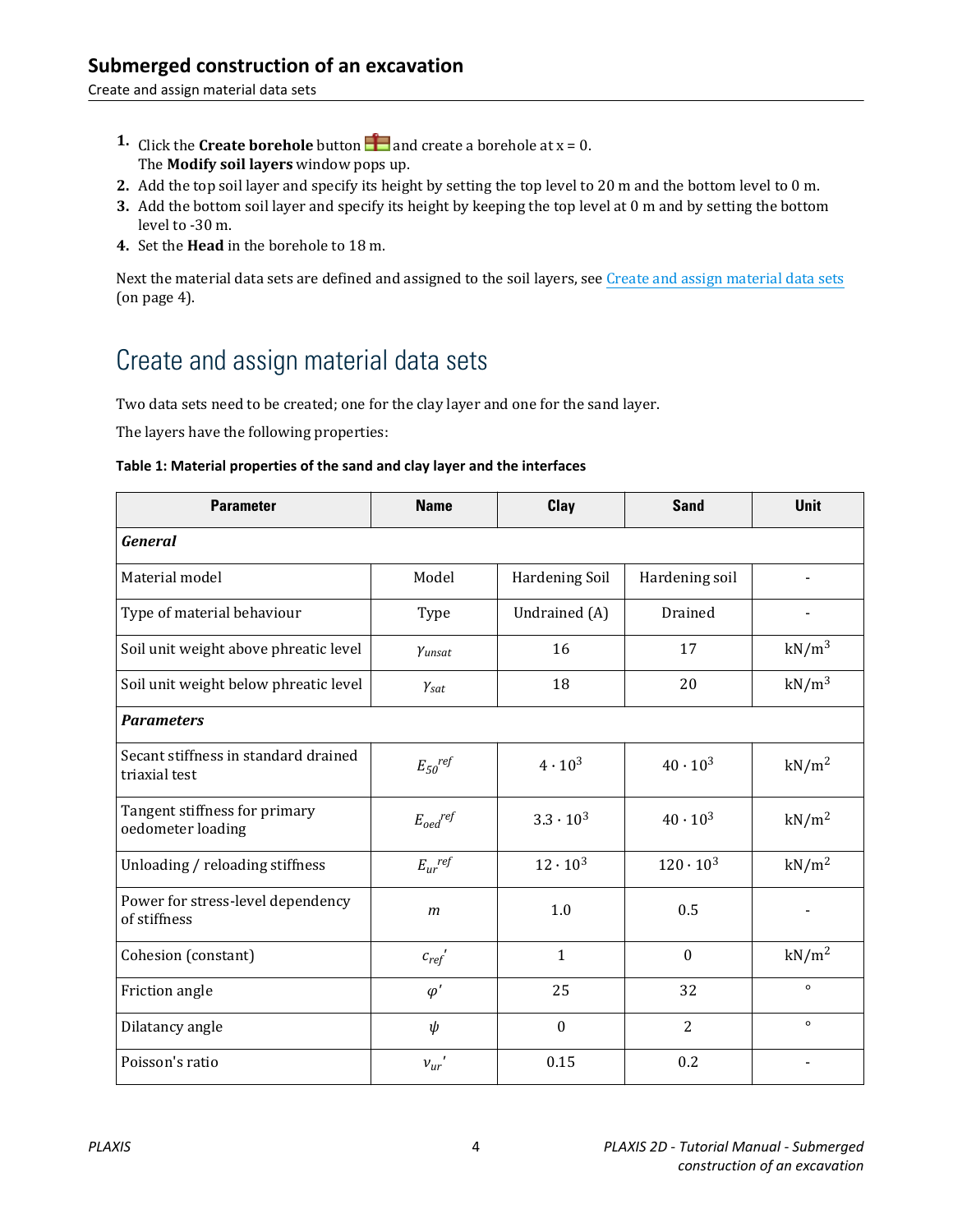1. Click the **Create borehole** button and create a borehole at x = 0.
   The **Modify soil layers** window pops up.
2. Add the top soil layer and specify its height by setting the top level to 20 m and the bottom level to 0 m.
3. Add the bottom soil layer and specify its height by keeping the top level at 0 m and by setting the bottom level to -30 m.
4. Set the **Head** in the borehole to 18 m.

Next the material data sets are defined and assigned to the soil layers, see Create and assign material data sets (on page 4).

## Create and assign material data sets

Two data sets need to be created; one for the clay layer and one for the sand layer.

The layers have the following properties:

**Table 1: Material properties of the sand and clay layer and the interfaces**

| Parameter | Name | Clay | Sand | Unit |
|---|---|---|---|---|
| ***General*** | | | | |
| Material model | Model | Hardening Soil | Hardening soil | - |
| Type of material behaviour | Type | Undrained (A) | Drained | - |
| Soil unit weight above phreatic level | $\gamma_{unsat}$ | 16 | 17 | $kN/m^3$ |
| Soil unit weight below phreatic level | $\gamma_{sat}$ | 18 | 20 | $kN/m^3$ |
| ***Parameters*** | | | | |
| Secant stiffness in standard drained triaxial test | $E_{50}{}^{ref}$ | $4 \cdot 10^3$ | $40 \cdot 10^3$ | $kN/m^2$ |
| Tangent stiffness for primary oedometer loading | $E_{oed}{}^{ref}$ | $3.3 \cdot 10^3$ | $40 \cdot 10^3$ | $kN/m^2$ |
| Unloading / reloading stiffness | $E_{ur}{}^{ref}$ | $12 \cdot 10^3$ | $120 \cdot 10^3$ | $kN/m^2$ |
| Power for stress-level dependency of stiffness | $m$ | 1.0 | 0.5 | - |
| Cohesion (constant) | $c_{ref}{}'$ | 1 | 0 | $kN/m^2$ |
| Friction angle | $\varphi'$ | 25 | 32 | ° |
| Dilatancy angle | $\psi$ | 0 | 2 | ° |
| Poisson's ratio | $\nu_{ur}{}'$ | 0.15 | 0.2 | - |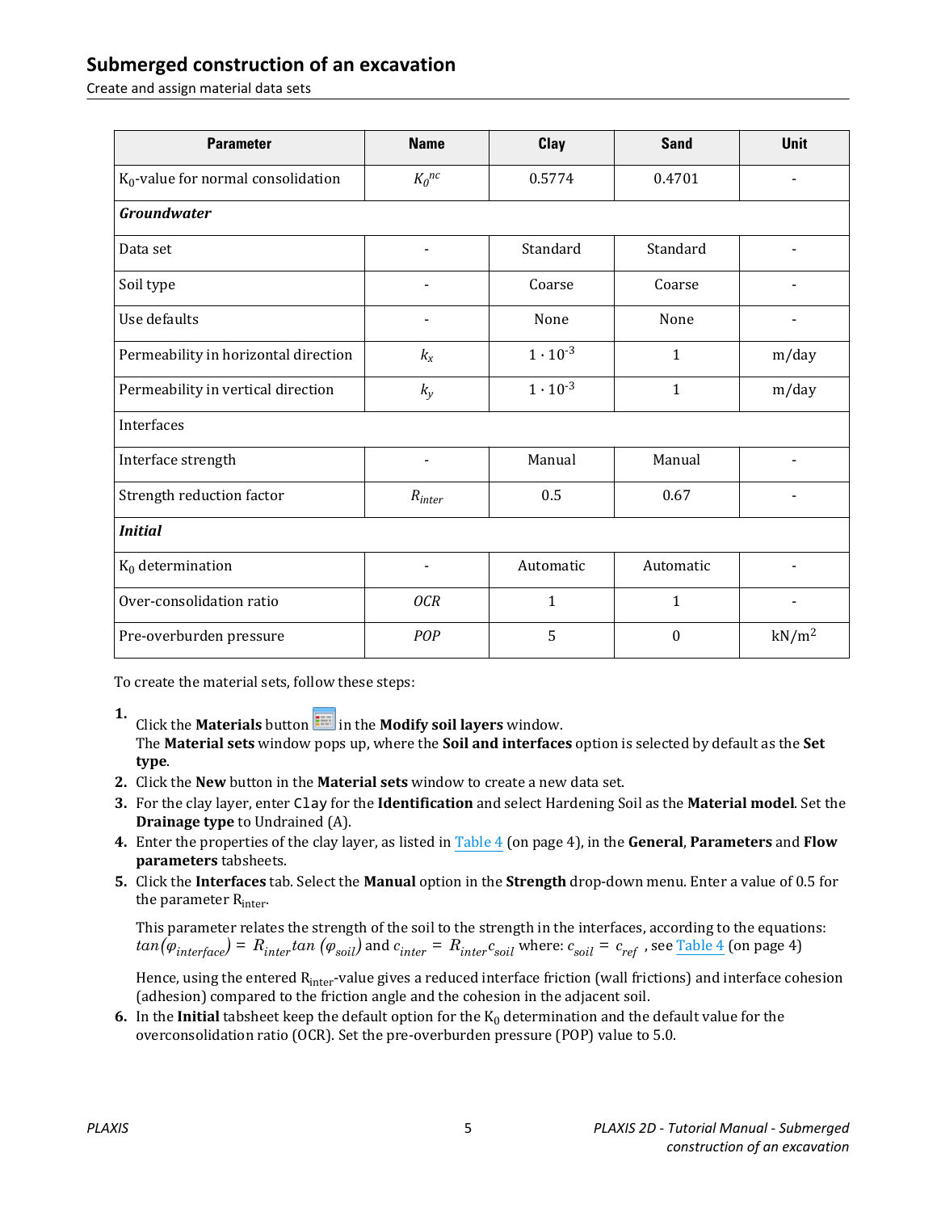| Parameter | Name | Clay | Sand | Unit |
|---|---|---|---|---|
| $K_0$-value for normal consolidation | $K_0^{nc}$ | 0.5774 | 0.4701 | - |
| ***Groundwater*** | | | | |
| Data set | - | Standard | Standard | - |
| Soil type | - | Coarse | Coarse | - |
| Use defaults | - | None | None | - |
| Permeability in horizontal direction | $k_x$ | $1 \cdot 10^{-3}$ | 1 | m/day |
| Permeability in vertical direction | $k_y$ | $1 \cdot 10^{-3}$ | 1 | m/day |
| Interfaces | | | | |
| Interface strength | - | Manual | Manual | - |
| Strength reduction factor | $R_{inter}$ | 0.5 | 0.67 | - |
| ***Initial*** | | | | |
| $K_0$ determination | - | Automatic | Automatic | - |
| Over-consolidation ratio | *OCR* | 1 | 1 | - |
| Pre-overburden pressure | *POP* | 5 | 0 | kN/m$^2$ |

To create the material sets, follow these steps:

1. Click the **Materials** button in the **Modify soil layers** window.
   The **Material sets** window pops up, where the **Soil and interfaces** option is selected by default as the **Set type**.
2. Click the **New** button in the **Material sets** window to create a new data set.
3. For the clay layer, enter `Clay` for the **Identification** and select Hardening Soil as the **Material model**. Set the **Drainage type** to Undrained (A).
4. Enter the properties of the clay layer, as listed in Table 4 (on page 4), in the **General**, **Parameters** and **Flow parameters** tabsheets.
5. Click the **Interfaces** tab. Select the **Manual** option in the **Strength** drop-down menu. Enter a value of 0.5 for the parameter $R_{inter}$.

   This parameter relates the strength of the soil to the strength in the interfaces, according to the equations: $tan(\varphi_{interface}) = R_{inter} tan\,(\varphi_{soil})$ and $c_{inter} = R_{inter} c_{soil}$ where: $c_{soil} = c_{ref}$ , see Table 4 (on page 4)

   Hence, using the entered $R_{inter}$-value gives a reduced interface friction (wall frictions) and interface cohesion (adhesion) compared to the friction angle and the cohesion in the adjacent soil.
6. In the **Initial** tabsheet keep the default option for the $K_0$ determination and the default value for the overconsolidation ratio (OCR). Set the pre-overburden pressure (POP) value to 5.0.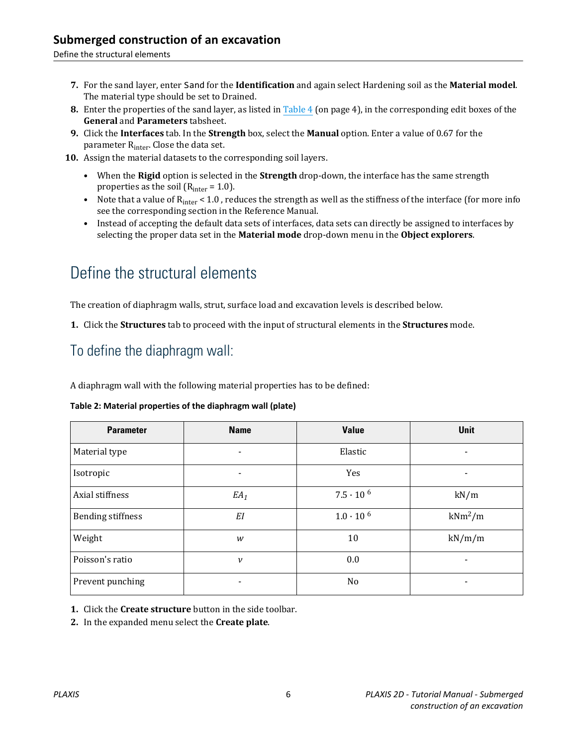7. For the sand layer, enter Sand for the **Identification** and again select Hardening soil as the **Material model**. The material type should be set to Drained.
8. Enter the properties of the sand layer, as listed in Table 4 (on page 4), in the corresponding edit boxes of the **General** and **Parameters** tabsheet.
9. Click the **Interfaces** tab. In the **Strength** box, select the **Manual** option. Enter a value of 0.67 for the parameter $R_{inter}$. Close the data set.
10. Assign the material datasets to the corresponding soil layers.
    - When the **Rigid** option is selected in the **Strength** drop-down, the interface has the same strength properties as the soil ($R_{inter} = 1.0$).
    - Note that a value of $R_{inter} < 1.0$ , reduces the strength as well as the stiffness of the interface (for more info see the corresponding section in the Reference Manual.
    - Instead of accepting the default data sets of interfaces, data sets can directly be assigned to interfaces by selecting the proper data set in the **Material mode** drop-down menu in the **Object explorers**.

# Define the structural elements

The creation of diaphragm walls, strut, surface load and excavation levels is described below.

1. Click the **Structures** tab to proceed with the input of structural elements in the **Structures** mode.

## To define the diaphragm wall:

A diaphragm wall with the following material properties has to be defined:

**Table 2: Material properties of the diaphragm wall (plate)**

| Parameter | Name | Value | Unit |
|---|---|---|---|
| Material type | - | Elastic | - |
| Isotropic | - | Yes | - |
| Axial stiffness | $EA_1$ | $7.5 \cdot 10^{6}$ | kN/m |
| Bending stiffness | $EI$ | $1.0 \cdot 10^{6}$ | kNm$^2$/m |
| Weight | $w$ | 10 | kN/m/m |
| Poisson's ratio | $\nu$ | 0.0 | - |
| Prevent punching | - | No | - |

1. Click the **Create structure** button in the side toolbar.
2. In the expanded menu select the **Create plate**.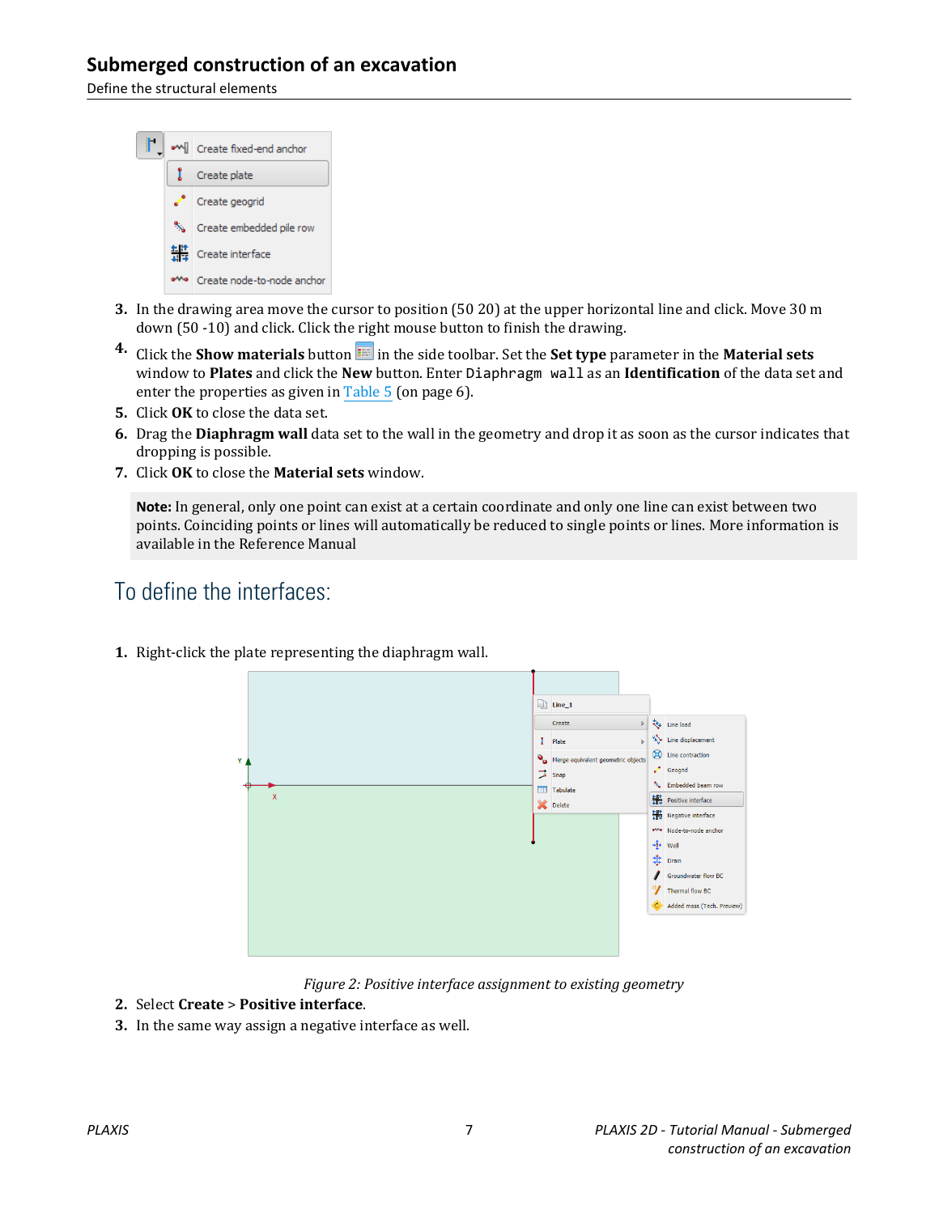3. In the drawing area move the cursor to position (50 20) at the upper horizontal line and click. Move 30 m down (50 -10) and click. Click the right mouse button to finish the drawing.
4. Click the **Show materials** button in the side toolbar. Set the **Set type** parameter in the **Material sets** window to **Plates** and click the **New** button. Enter `Diaphragm wall` as an **Identification** of the data set and enter the properties as given in Table 5 (on page 6).
5. Click **OK** to close the data set.
6. Drag the **Diaphragm wall** data set to the wall in the geometry and drop it as soon as the cursor indicates that dropping is possible.
7. Click **OK** to close the **Material sets** window.

**Note:** In general, only one point can exist at a certain coordinate and only one line can exist between two points. Coinciding points or lines will automatically be reduced to single points or lines. More information is available in the Reference Manual

## To define the interfaces:

1. Right-click the plate representing the diaphragm wall.

*Figure 2: Positive interface assignment to existing geometry*

2. Select **Create** > **Positive interface**.
3. In the same way assign a negative interface as well.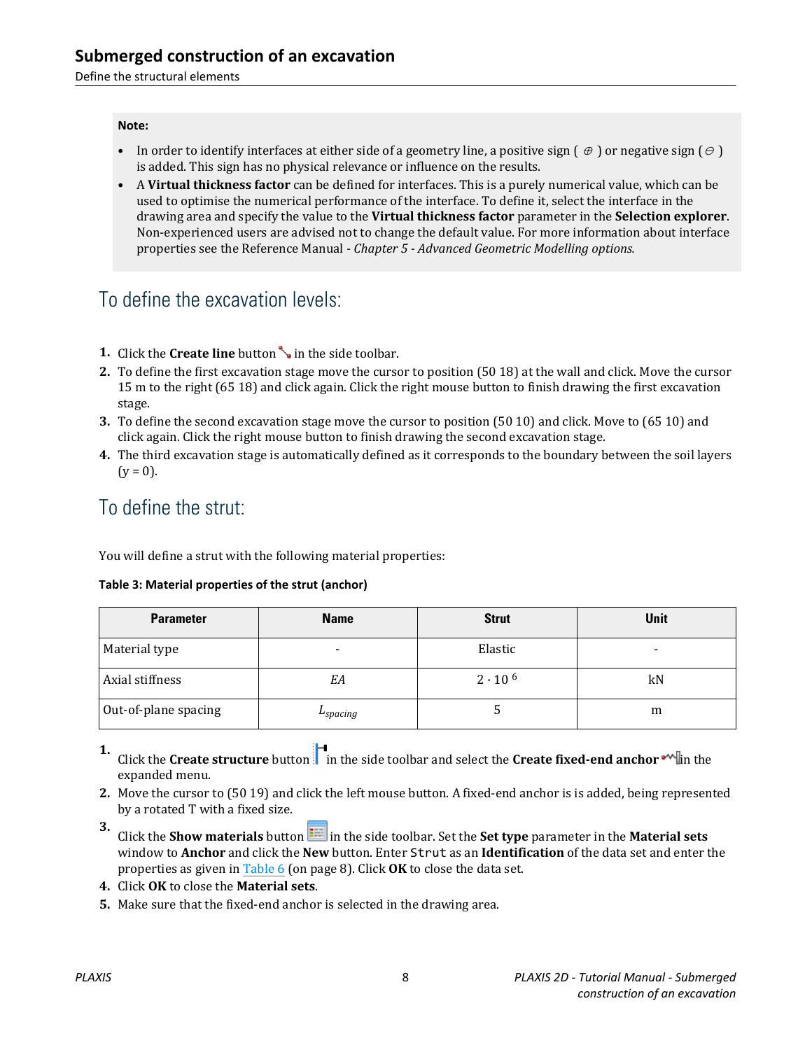**Note:**

- In order to identify interfaces at either side of a geometry line, a positive sign ( ⊕ ) or negative sign ( ⊖ ) is added. This sign has no physical relevance or influence on the results.
- A **Virtual thickness factor** can be defined for interfaces. This is a purely numerical value, which can be used to optimise the numerical performance of the interface. To define it, select the interface in the drawing area and specify the value to the **Virtual thickness factor** parameter in the **Selection explorer**. Non-experienced users are advised not to change the default value. For more information about interface properties see the Reference Manual - *Chapter 5 - Advanced Geometric Modelling options.*

## To define the excavation levels:

1. Click the **Create line** button in the side toolbar.
2. To define the first excavation stage move the cursor to position (50 18) at the wall and click. Move the cursor 15 m to the right (65 18) and click again. Click the right mouse button to finish drawing the first excavation stage.
3. To define the second excavation stage move the cursor to position (50 10) and click. Move to (65 10) and click again. Click the right mouse button to finish drawing the second excavation stage.
4. The third excavation stage is automatically defined as it corresponds to the boundary between the soil layers (y = 0).

## To define the strut:

You will define a strut with the following material properties:

**Table 3: Material properties of the strut (anchor)**

| Parameter | Name | Strut | Unit |
|---|---|---|---|
| Material type | - | Elastic | - |
| Axial stiffness | $EA$ | $2 \cdot 10^6$ | kN |
| Out-of-plane spacing | $L_{spacing}$ | 5 | m |

1. Click the **Create structure** button in the side toolbar and select the **Create fixed-end anchor** in the expanded menu.
2. Move the cursor to (50 19) and click the left mouse button. A fixed-end anchor is is added, being represented by a rotated T with a fixed size.
3. Click the **Show materials** button in the side toolbar. Set the **Set type** parameter in the **Material sets** window to **Anchor** and click the **New** button. Enter `Strut` as an **Identification** of the data set and enter the properties as given in Table 6 (on page 8). Click **OK** to close the data set.
4. Click **OK** to close the **Material sets**.
5. Make sure that the fixed-end anchor is selected in the drawing area.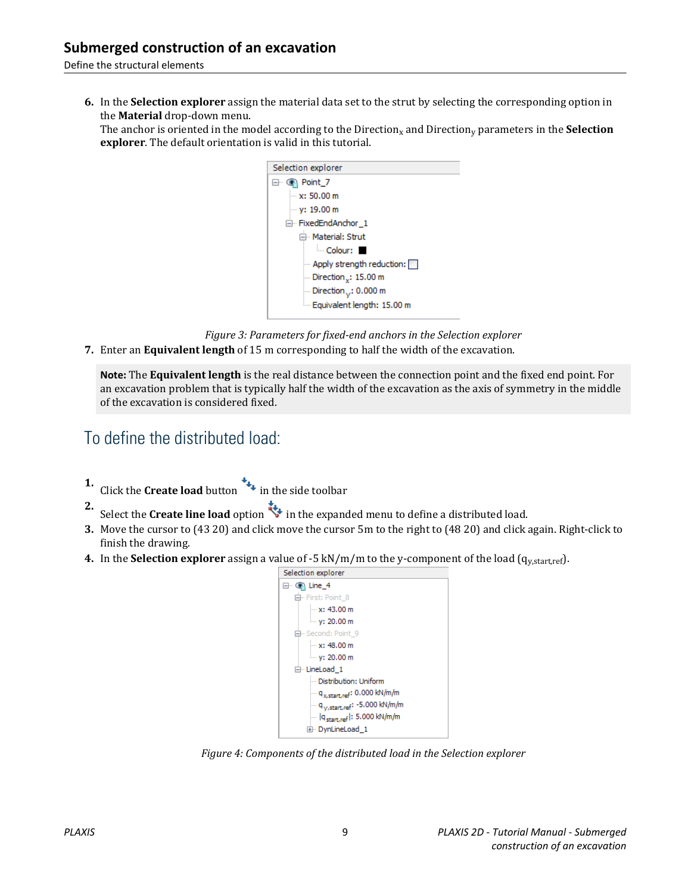6. In the **Selection explorer** assign the material data set to the strut by selecting the corresponding option in the **Material** drop-down menu.
   The anchor is oriented in the model according to the $Direction_x$ and $Direction_y$ parameters in the **Selection explorer**. The default orientation is valid in this tutorial.

*Figure 3: Parameters for fixed-end anchors in the Selection explorer*

7. Enter an **Equivalent length** of 15 m corresponding to half the width of the excavation.

> **Note:** The **Equivalent length** is the real distance between the connection point and the fixed end point. For an excavation problem that is typically half the width of the excavation as the axis of symmetry in the middle of the excavation is considered fixed.

## To define the distributed load:

1. Click the **Create load** button in the side toolbar
2. Select the **Create line load** option in the expanded menu to define a distributed load.
3. Move the cursor to (43 20) and click move the cursor 5m to the right to (48 20) and click again. Right-click to finish the drawing.
4. In the **Selection explorer** assign a value of -5 kN/m/m to the y-component of the load ($q_{y,start,ref}$).

*Figure 4: Components of the distributed load in the Selection explorer*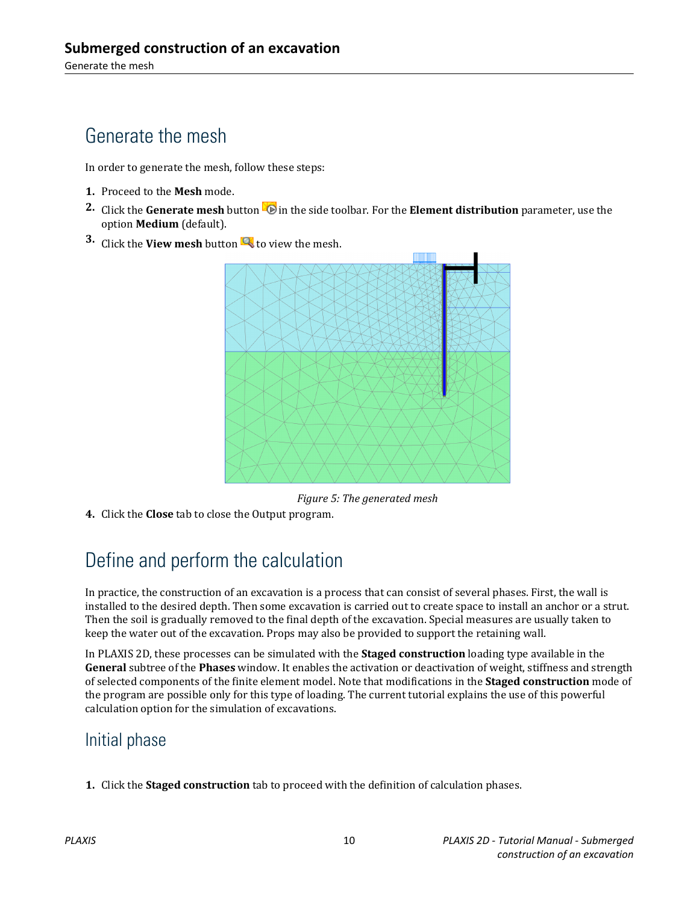## Generate the mesh

In order to generate the mesh, follow these steps:

1. Proceed to the **Mesh** mode.
2. Click the **Generate mesh** button in the side toolbar. For the **Element distribution** parameter, use the option **Medium** (default).
3. Click the **View mesh** button to view the mesh.

*Figure 5: The generated mesh*

4. Click the **Close** tab to close the Output program.

## Define and perform the calculation

In practice, the construction of an excavation is a process that can consist of several phases. First, the wall is installed to the desired depth. Then some excavation is carried out to create space to install an anchor or a strut. Then the soil is gradually removed to the final depth of the excavation. Special measures are usually taken to keep the water out of the excavation. Props may also be provided to support the retaining wall.

In PLAXIS 2D, these processes can be simulated with the **Staged construction** loading type available in the **General** subtree of the **Phases** window. It enables the activation or deactivation of weight, stiffness and strength of selected components of the finite element model. Note that modifications in the **Staged construction** mode of the program are possible only for this type of loading. The current tutorial explains the use of this powerful calculation option for the simulation of excavations.

### Initial phase

1. Click the **Staged construction** tab to proceed with the definition of calculation phases.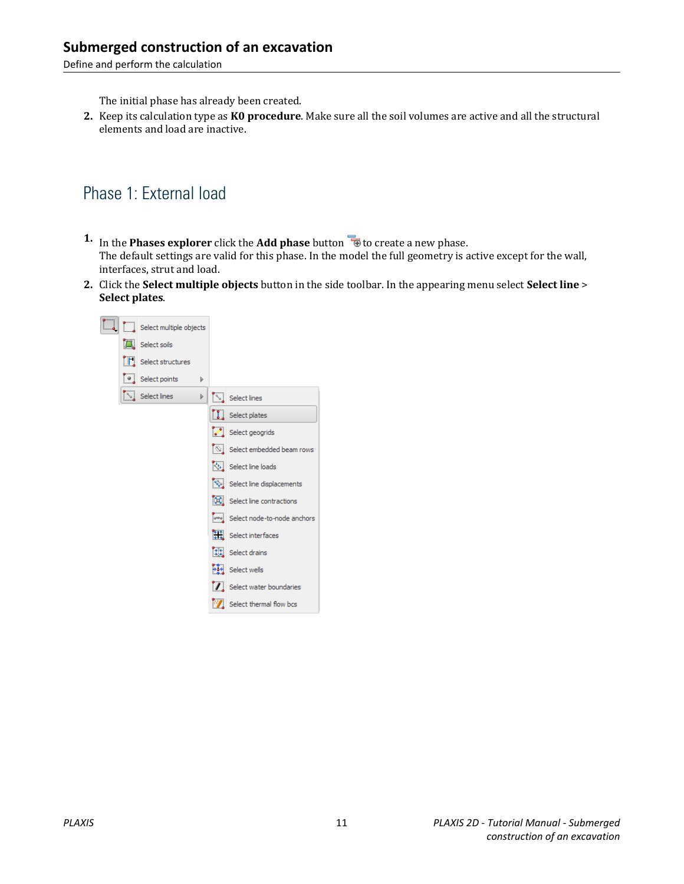The initial phase has already been created.

2. Keep its calculation type as **K0 procedure**. Make sure all the soil volumes are active and all the structural elements and load are inactive.

## Phase 1: External load

1. In the **Phases explorer** click the **Add phase** button to create a new phase.
   The default settings are valid for this phase. In the model the full geometry is active except for the wall, interfaces, strut and load.
2. Click the **Select multiple objects** button in the side toolbar. In the appearing menu select **Select line** > **Select plates**.

Select multiple objects
Select soils
Select structures
Select points
Select lines

Select lines
Select plates
Select geogrids
Select embedded beam rows
Select line loads
Select line displacements
Select line contractions
Select node-to-node anchors
Select interfaces
Select drains
Select wells
Select water boundaries
Select thermal flow bcs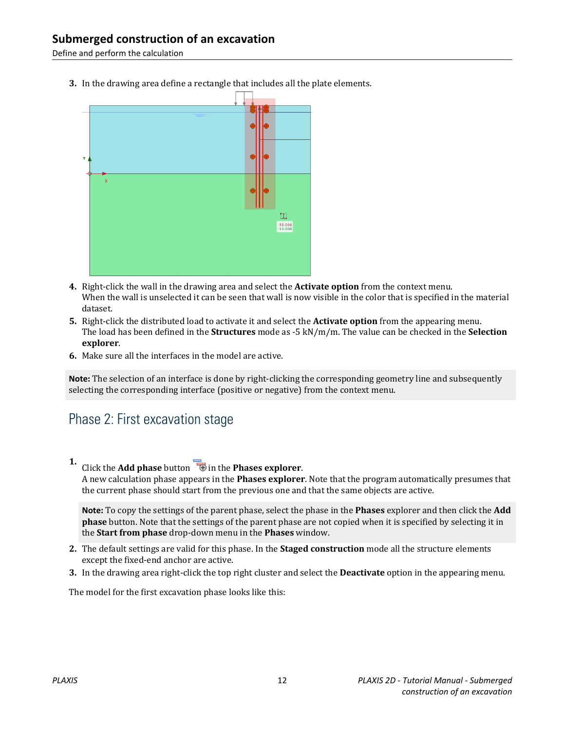3. In the drawing area define a rectangle that includes all the plate elements.

4. Right-click the wall in the drawing area and select the **Activate option** from the context menu. When the wall is unselected it can be seen that wall is now visible in the color that is specified in the material dataset.
5. Right-click the distributed load to activate it and select the **Activate option** from the appearing menu. The load has been defined in the **Structures** mode as -5 kN/m/m. The value can be checked in the **Selection explorer**.
6. Make sure all the interfaces in the model are active.

**Note:** The selection of an interface is done by right-clicking the corresponding geometry line and subsequently selecting the corresponding interface (positive or negative) from the context menu.

## Phase 2: First excavation stage

1. Click the **Add phase** button in the **Phases explorer**. A new calculation phase appears in the **Phases explorer**. Note that the program automatically presumes that the current phase should start from the previous one and that the same objects are active.

**Note:** To copy the settings of the parent phase, select the phase in the **Phases** explorer and then click the **Add phase** button. Note that the settings of the parent phase are not copied when it is specified by selecting it in the **Start from phase** drop-down menu in the **Phases** window.

2. The default settings are valid for this phase. In the **Staged construction** mode all the structure elements except the fixed-end anchor are active.
3. In the drawing area right-click the top right cluster and select the **Deactivate** option in the appearing menu.

The model for the first excavation phase looks like this: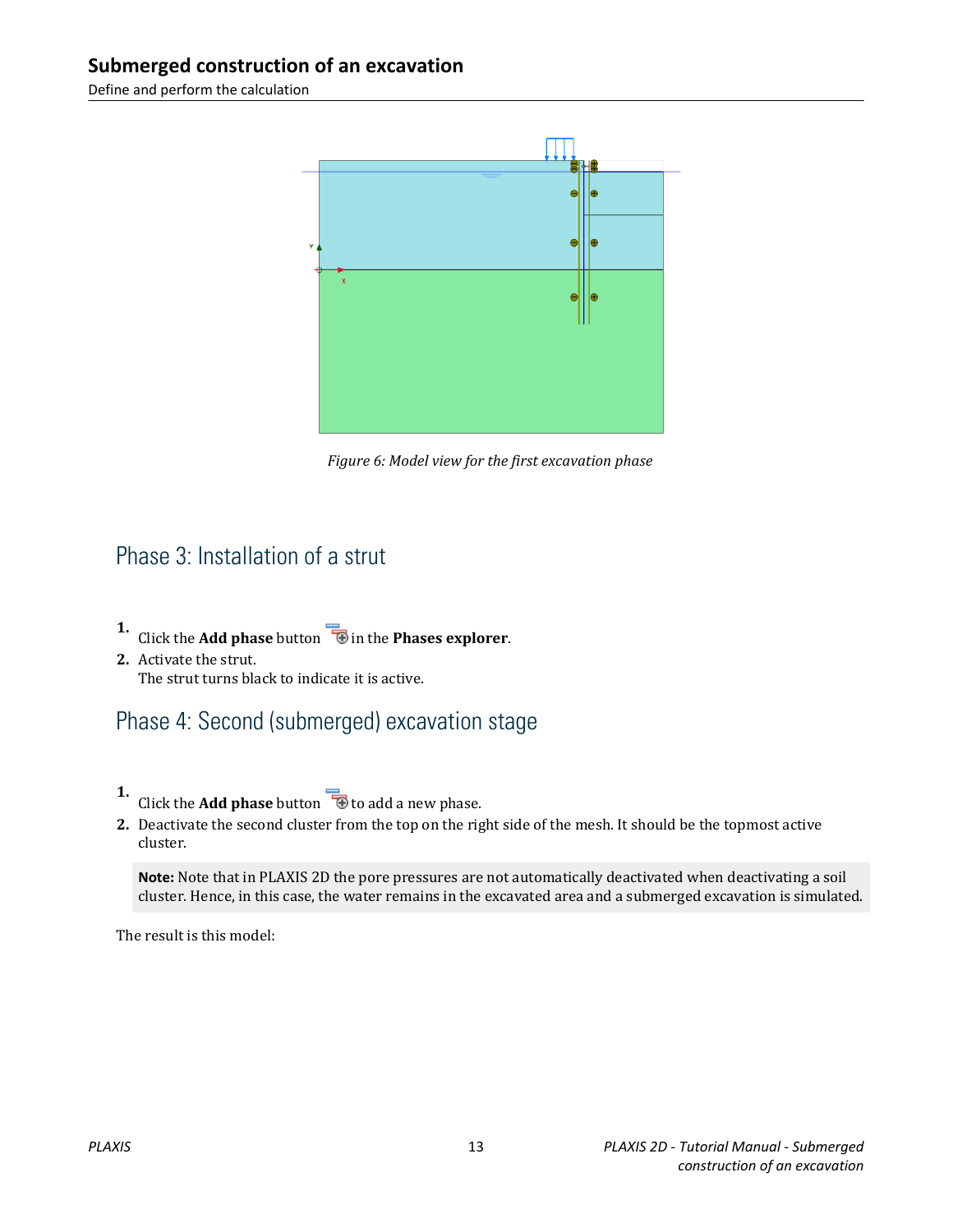Figure 6: Model view for the first excavation phase

## Phase 3: Installation of a strut

1. Click the **Add phase** button in the **Phases explorer**.
2. Activate the strut.
   The strut turns black to indicate it is active.

## Phase 4: Second (submerged) excavation stage

1. Click the **Add phase** button to add a new phase.
2. Deactivate the second cluster from the top on the right side of the mesh. It should be the topmost active cluster.

> **Note:** Note that in PLAXIS 2D the pore pressures are not automatically deactivated when deactivating a soil cluster. Hence, in this case, the water remains in the excavated area and a submerged excavation is simulated.

The result is this model: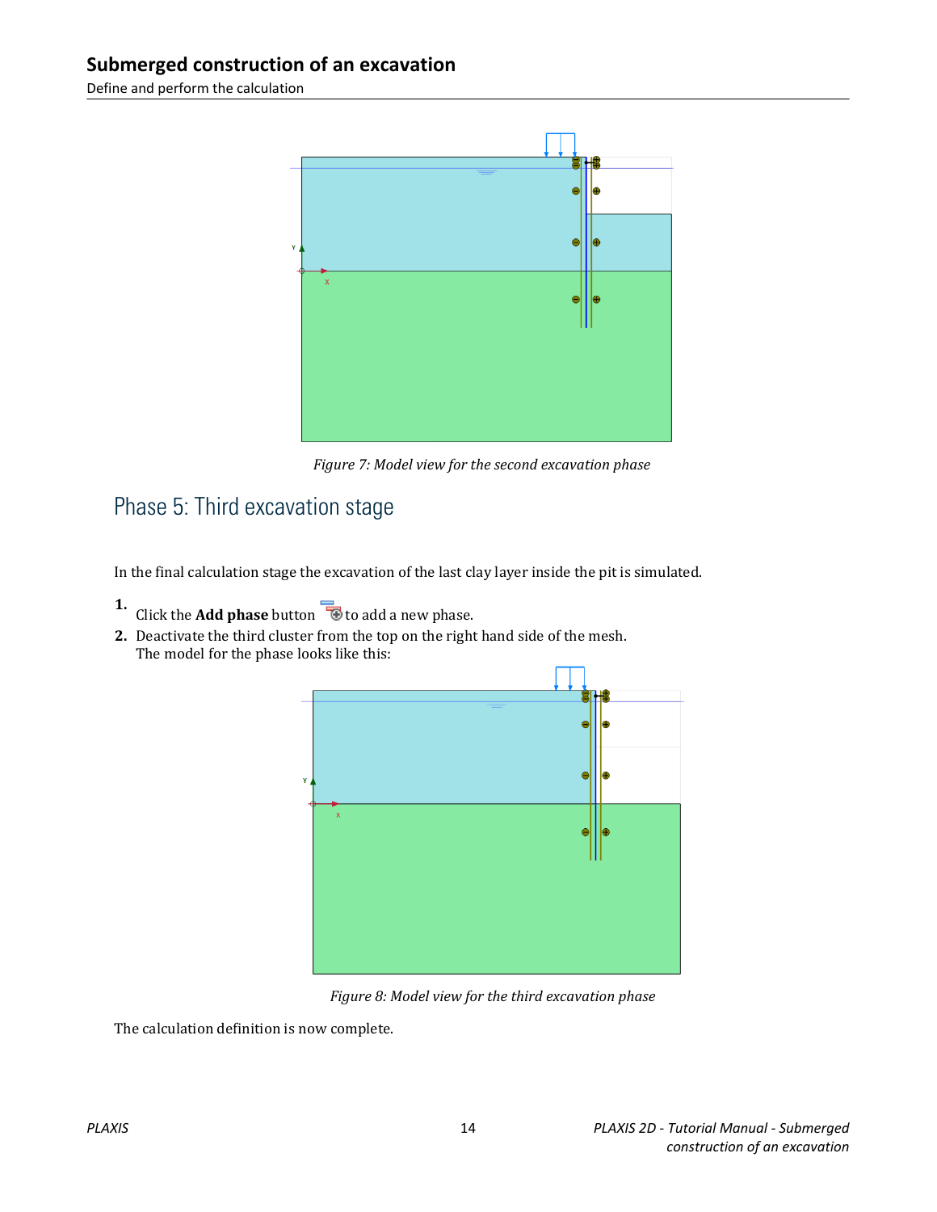Figure 7: Model view for the second excavation phase

## Phase 5: Third excavation stage

In the final calculation stage the excavation of the last clay layer inside the pit is simulated.

1. Click the **Add phase** button to add a new phase.
2. Deactivate the third cluster from the top on the right hand side of the mesh. The model for the phase looks like this:

Figure 8: Model view for the third excavation phase

The calculation definition is now complete.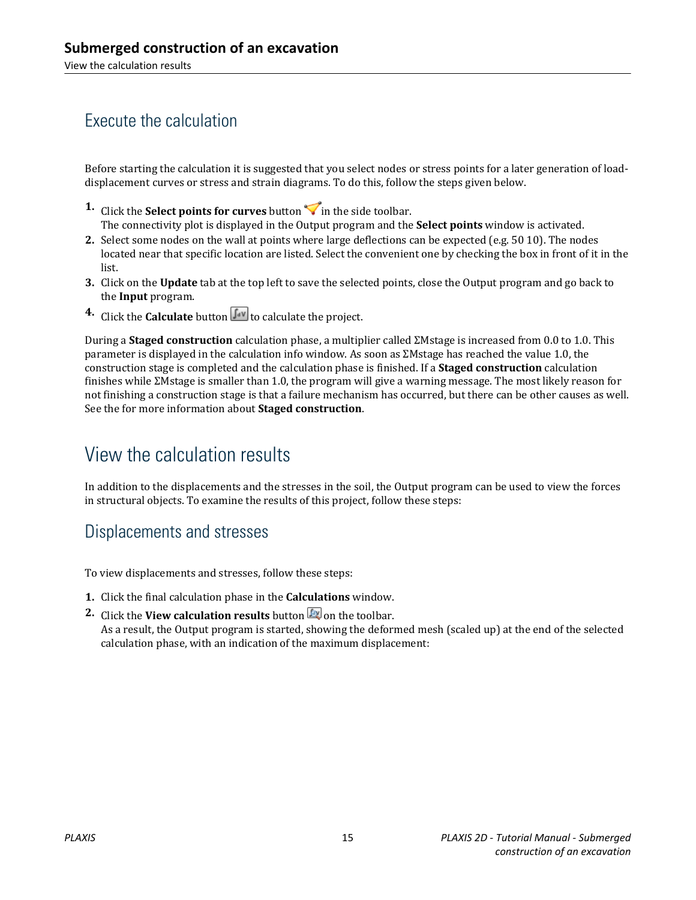## Execute the calculation

Before starting the calculation it is suggested that you select nodes or stress points for a later generation of load-displacement curves or stress and strain diagrams. To do this, follow the steps given below.

1. Click the **Select points for curves** button in the side toolbar.
   The connectivity plot is displayed in the Output program and the **Select points** window is activated.
2. Select some nodes on the wall at points where large deflections can be expected (e.g. 50 10). The nodes located near that specific location are listed. Select the convenient one by checking the box in front of it in the list.
3. Click on the **Update** tab at the top left to save the selected points, close the Output program and go back to the **Input** program.
4. Click the **Calculate** button to calculate the project.

During a **Staged construction** calculation phase, a multiplier called ΣMstage is increased from 0.0 to 1.0. This parameter is displayed in the calculation info window. As soon as ΣMstage has reached the value 1.0, the construction stage is completed and the calculation phase is finished. If a **Staged construction** calculation finishes while ΣMstage is smaller than 1.0, the program will give a warning message. The most likely reason for not finishing a construction stage is that a failure mechanism has occurred, but there can be other causes as well. See the for more information about **Staged construction**.

# View the calculation results

In addition to the displacements and the stresses in the soil, the Output program can be used to view the forces in structural objects. To examine the results of this project, follow these steps:

## Displacements and stresses

To view displacements and stresses, follow these steps:

1. Click the final calculation phase in the **Calculations** window.
2. Click the **View calculation results** button on the toolbar.
   As a result, the Output program is started, showing the deformed mesh (scaled up) at the end of the selected calculation phase, with an indication of the maximum displacement: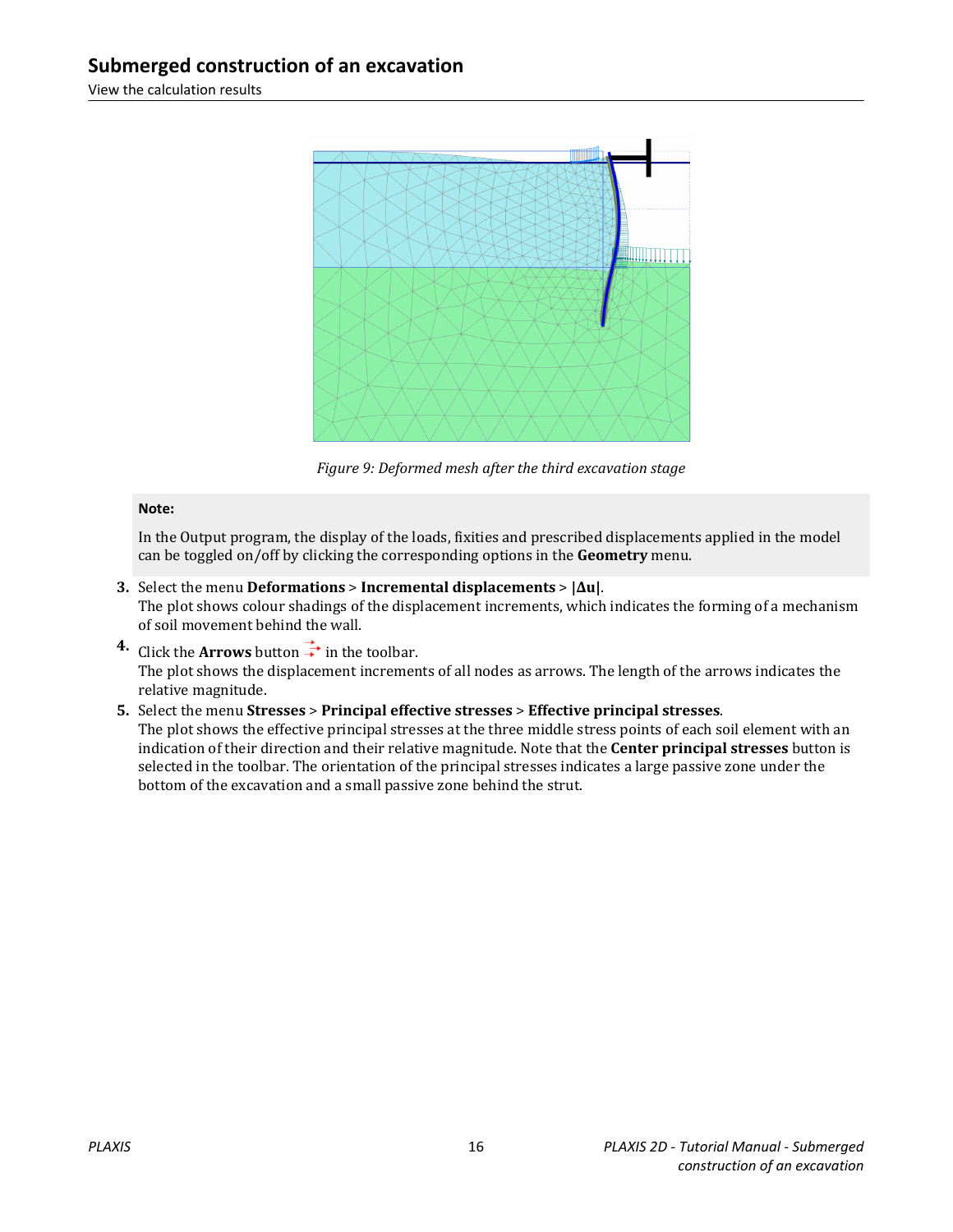Figure 9: Deformed mesh after the third excavation stage

**Note:**

In the Output program, the display of the loads, fixities and prescribed displacements applied in the model can be toggled on/off by clicking the corresponding options in the **Geometry** menu.

3. Select the menu **Deformations** > **Incremental displacements** > **|Δu|**.
   The plot shows colour shadings of the displacement increments, which indicates the forming of a mechanism of soil movement behind the wall.
4. Click the **Arrows** button in the toolbar.
   The plot shows the displacement increments of all nodes as arrows. The length of the arrows indicates the relative magnitude.
5. Select the menu **Stresses** > **Principal effective stresses** > **Effective principal stresses**.
   The plot shows the effective principal stresses at the three middle stress points of each soil element with an indication of their direction and their relative magnitude. Note that the **Center principal stresses** button is selected in the toolbar. The orientation of the principal stresses indicates a large passive zone under the bottom of the excavation and a small passive zone behind the strut.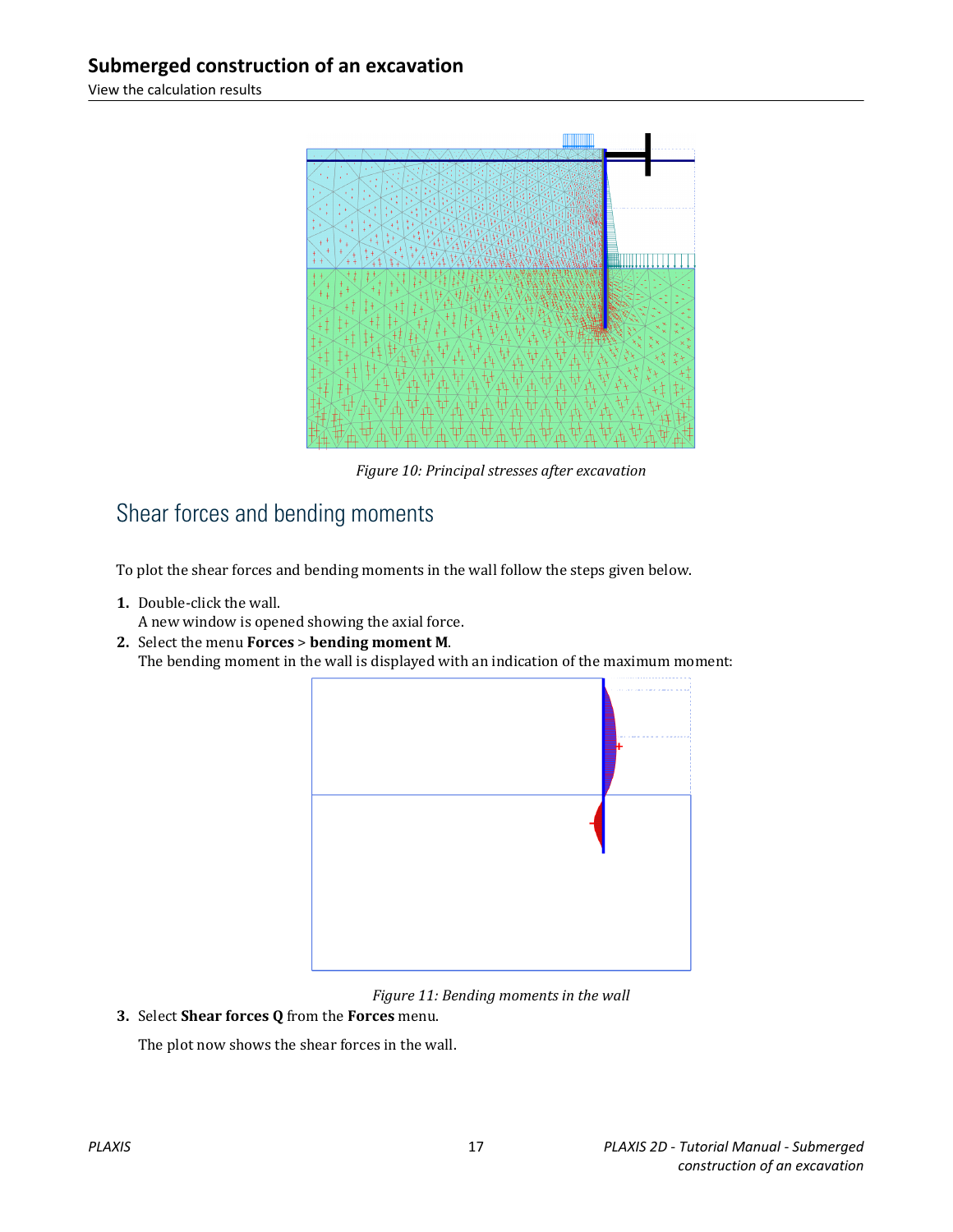Figure 10: Principal stresses after excavation

## Shear forces and bending moments

To plot the shear forces and bending moments in the wall follow the steps given below.

1. Double-click the wall.
   A new window is opened showing the axial force.
2. Select the menu **Forces** > **bending moment M**.
   The bending moment in the wall is displayed with an indication of the maximum moment:

Figure 11: Bending moments in the wall

3. Select **Shear forces Q** from the **Forces** menu.

   The plot now shows the shear forces in the wall.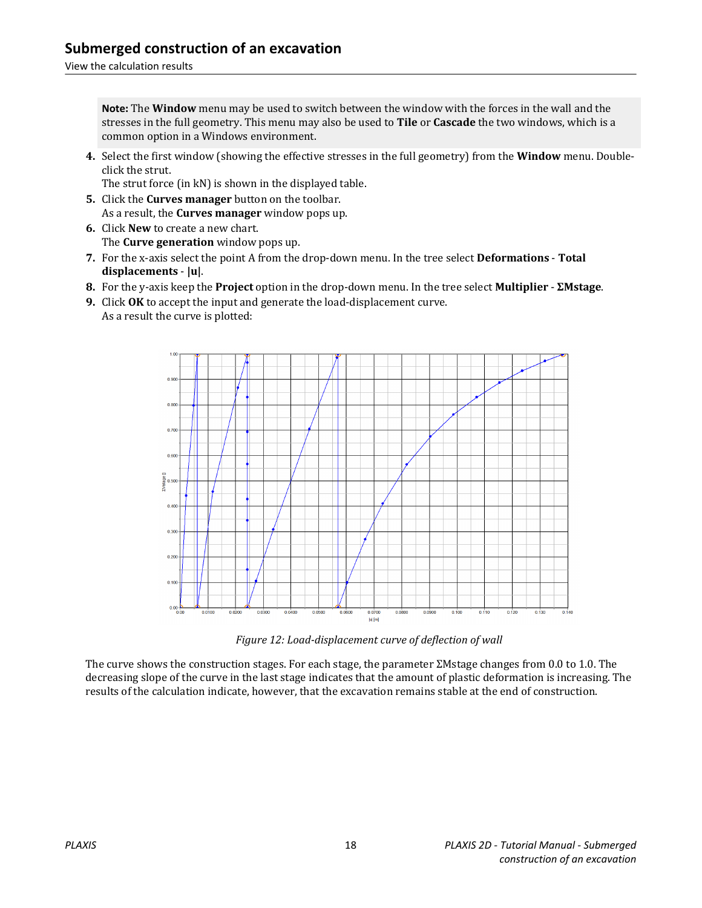**Note:** The **Window** menu may be used to switch between the window with the forces in the wall and the stresses in the full geometry. This menu may also be used to **Tile** or **Cascade** the two windows, which is a common option in a Windows environment.

4. Select the first window (showing the effective stresses in the full geometry) from the **Window** menu. Double-click the strut.
   The strut force (in kN) is shown in the displayed table.
5. Click the **Curves manager** button on the toolbar.
   As a result, the **Curves manager** window pops up.
6. Click **New** to create a new chart.
   The **Curve generation** window pops up.
7. For the x-axis select the point A from the drop-down menu. In the tree select **Deformations** - **Total displacements** - **|u|**.
8. For the y-axis keep the **Project** option in the drop-down menu. In the tree select **Multiplier** - **ΣMstage**.
9. Click **OK** to accept the input and generate the load-displacement curve.
   As a result the curve is plotted:

ΣMstage []
1.00
0.900
0.800
0.700
0.600
0.500
0.400
0.300
0.200
0.100
0.00

0.00 0.0100 0.0200 0.0300 0.0400 0.0500 0.0600 0.0700 0.0800 0.0900 0.100 0.110 0.120 0.130 0.140
|u| [m]

*Figure 12: Load-displacement curve of deflection of wall*

The curve shows the construction stages. For each stage, the parameter ΣMstage changes from 0.0 to 1.0. The decreasing slope of the curve in the last stage indicates that the amount of plastic deformation is increasing. The results of the calculation indicate, however, that the excavation remains stable at the end of construction.